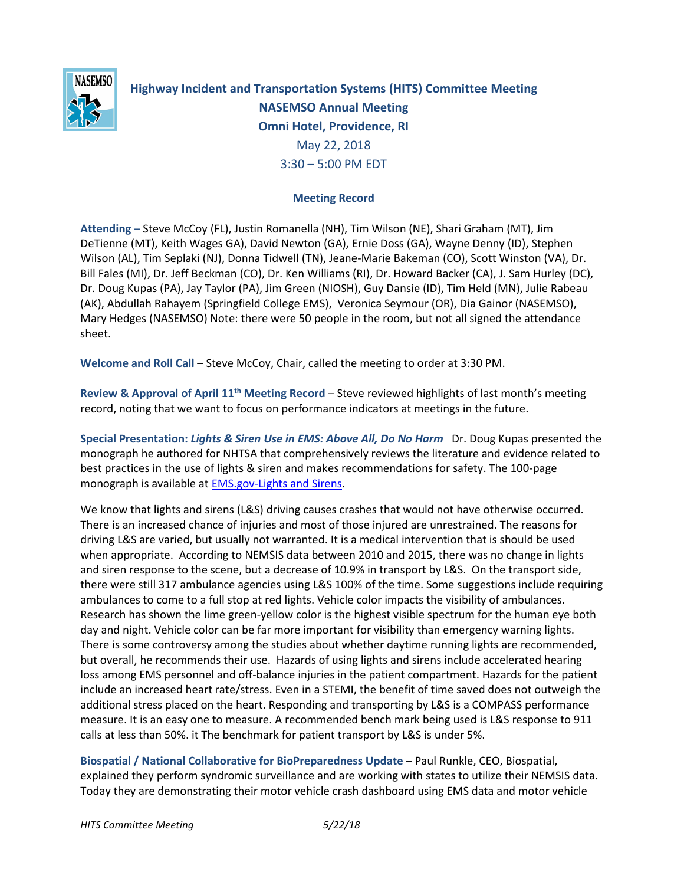# Highway Incident and Transportation Systems (HITS) Committee Meeting

## NASEMSO Annual Meeting

## Omni Hotel, Providence, RI

May 22, 2018

3:30 – 5:00 PM EDT

**Meeting Record**

**Attending** – Steve McCoy (FL), Justin Romanella (NH), Tim Wilson (NE), Shari Graham (MT), Jim DeTienne (MT), Keith Wages GA), David Newton (GA), Ernie Doss (GA), Wayne Denny (ID), Stephen Wilson (AL), Tim Seplaki (NJ), Donna Tidwell (TN), Jeane-Marie Bakeman (CO), Scott Winston (VA), Dr. Bill Fales (MI), Dr. Jeff Beckman (CO), Dr. Ken Williams (RI), Dr. Howard Backer (CA), J. Sam Hurley (DC), Dr. Doug Kupas (PA), Jay Taylor (PA), Jim Green (NIOSH), Guy Dansie (ID), Tim Held (MN), Julie Rabeau (AK), Abdullah Rahayem (Springfield College EMS), Veronica Seymour (OR), Dia Gainor (NASEMSO), Mary Hedges (NASEMSO) Note: there were 50 people in the room, but not all signed the attendance sheet.

**Welcome and Roll Call** – Steve McCoy, Chair, called the meeting to order at 3:30 PM.

**Review & Approval of April 11th Meeting Record** – Steve reviewed highlights of last month's meeting record, noting that we want to focus on performance indicators at meetings in the future.

**Special Presentation: *Lights & Siren Use in EMS: Above All, Do No Harm*** Dr. Doug Kupas presented the monograph he authored for NHTSA that comprehensively reviews the literature and evidence related to best practices in the use of lights & siren and makes recommendations for safety. The 100-page monograph is available at [EMS.gov-Lights and Sirens](EMS.gov-Lights and Sirens).

We know that lights and sirens (L&S) driving causes crashes that would not have otherwise occurred. There is an increased chance of injuries and most of those injured are unrestrained. The reasons for driving L&S are varied, but usually not warranted. It is a medical intervention that is should be used when appropriate. According to NEMSIS data between 2010 and 2015, there was no change in lights and siren response to the scene, but a decrease of 10.9% in transport by L&S. On the transport side, there were still 317 ambulance agencies using L&S 100% of the time. Some suggestions include requiring ambulances to come to a full stop at red lights. Vehicle color impacts the visibility of ambulances. Research has shown the lime green-yellow color is the highest visible spectrum for the human eye both day and night. Vehicle color can be far more important for visibility than emergency warning lights. There is some controversy among the studies about whether daytime running lights are recommended, but overall, he recommends their use. Hazards of using lights and sirens include accelerated hearing loss among EMS personnel and off-balance injuries in the patient compartment. Hazards for the patient include an increased heart rate/stress. Even in a STEMI, the benefit of time saved does not outweigh the additional stress placed on the heart. Responding and transporting by L&S is a COMPASS performance measure. It is an easy one to measure. A recommended bench mark being used is L&S response to 911 calls at less than 50%. it The benchmark for patient transport by L&S is under 5%.

**Biospatial / National Collaborative for BioPreparedness Update** – Paul Runkle, CEO, Biospatial, explained they perform syndromic surveillance and are working with states to utilize their NEMSIS data. Today they are demonstrating their motor vehicle crash dashboard using EMS data and motor vehicle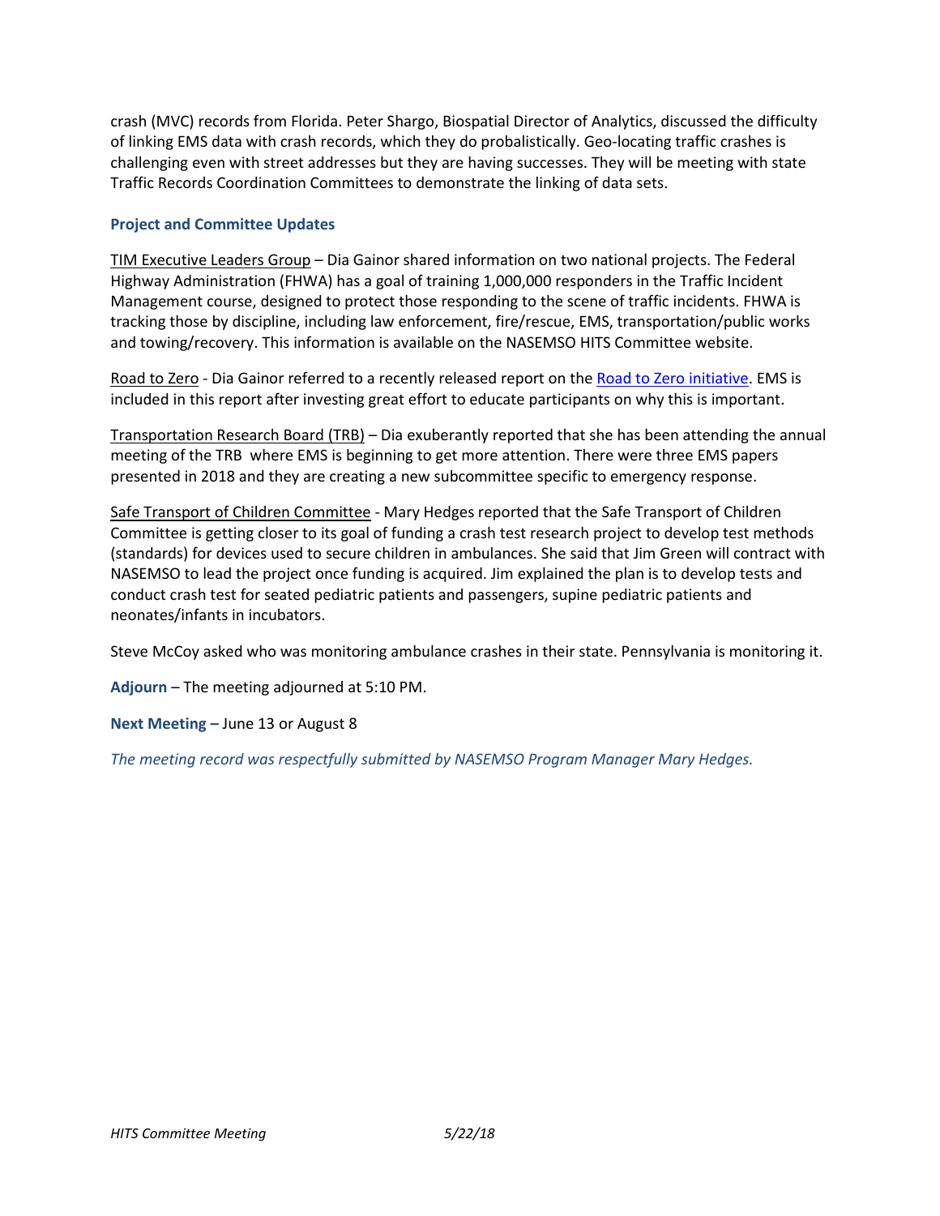crash (MVC) records from Florida. Peter Shargo, Biospatial Director of Analytics, discussed the difficulty of linking EMS data with crash records, which they do probalistically. Geo-locating traffic crashes is challenging even with street addresses but they are having successes. They will be meeting with state Traffic Records Coordination Committees to demonstrate the linking of data sets.

**Project and Committee Updates**

TIM Executive Leaders Group – Dia Gainor shared information on two national projects. The Federal Highway Administration (FHWA) has a goal of training 1,000,000 responders in the Traffic Incident Management course, designed to protect those responding to the scene of traffic incidents. FHWA is tracking those by discipline, including law enforcement, fire/rescue, EMS, transportation/public works and towing/recovery. This information is available on the NASEMSO HITS Committee website.

Road to Zero - Dia Gainor referred to a recently released report on the Road to Zero initiative. EMS is included in this report after investing great effort to educate participants on why this is important.

Transportation Research Board (TRB) – Dia exuberantly reported that she has been attending the annual meeting of the TRB where EMS is beginning to get more attention. There were three EMS papers presented in 2018 and they are creating a new subcommittee specific to emergency response.

Safe Transport of Children Committee - Mary Hedges reported that the Safe Transport of Children Committee is getting closer to its goal of funding a crash test research project to develop test methods (standards) for devices used to secure children in ambulances. She said that Jim Green will contract with NASEMSO to lead the project once funding is acquired. Jim explained the plan is to develop tests and conduct crash test for seated pediatric patients and passengers, supine pediatric patients and neonates/infants in incubators.

Steve McCoy asked who was monitoring ambulance crashes in their state. Pennsylvania is monitoring it.

**Adjourn** – The meeting adjourned at 5:10 PM.

**Next Meeting –** June 13 or August 8

*The meeting record was respectfully submitted by NASEMSO Program Manager Mary Hedges.*